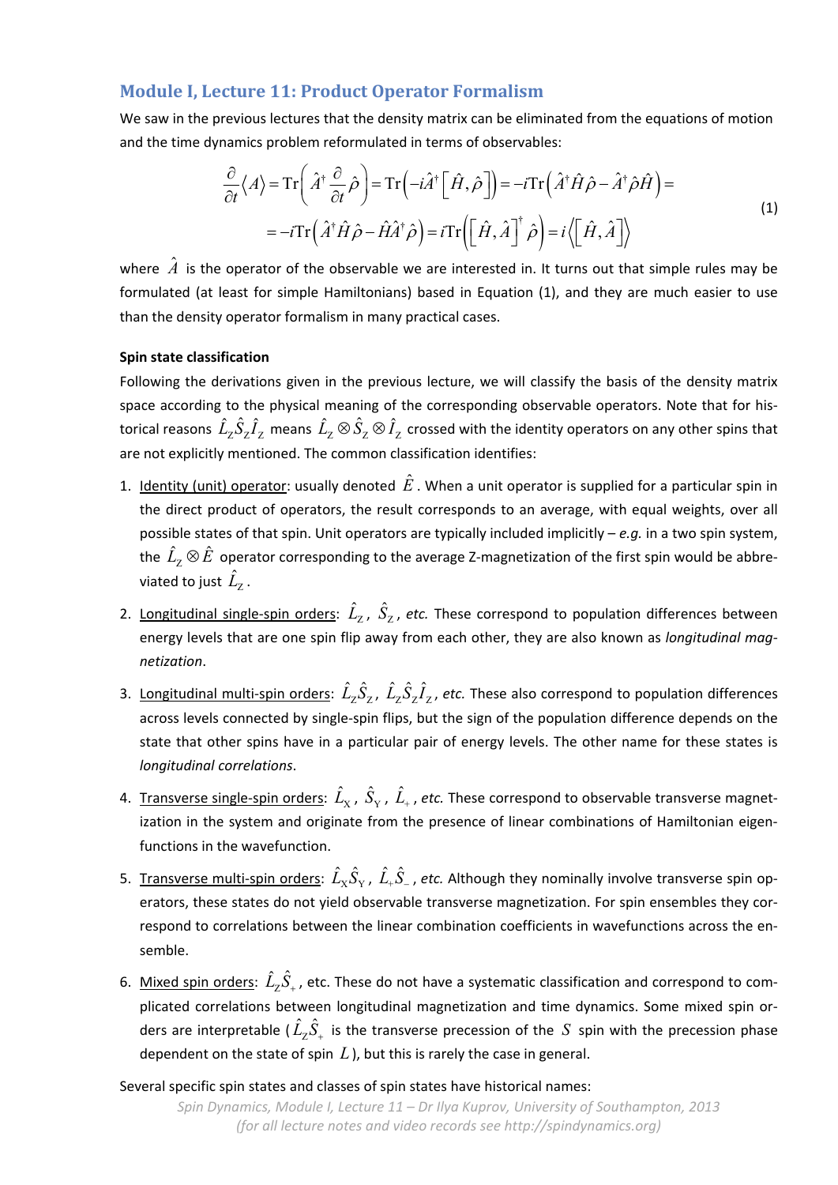## Module I, Lecture 11: Product Operator Formalism

We saw in the previous lectures that the density matrix can be eliminated from the equations of motion and the time dynamics problem reformulated in terms of observables:

$$
\begin{aligned}
\frac{\partial}{\partial t}\langle A\rangle &= \mathrm{Tr}\left(\hat{A}^{\dagger}\frac{\partial}{\partial t}\hat{\rho}\right) = \mathrm{Tr}\left(-i\hat{A}^{\dagger}\left[\hat{H},\hat{\rho}\right]\right) = -i\mathrm{Tr}\left(\hat{A}^{\dagger}\hat{H}\hat{\rho} - \hat{A}^{\dagger}\hat{\rho}\hat{H}\right) = \\
&= -i\mathrm{Tr}\left(\hat{A}^{\dagger}\hat{H}\hat{\rho} - \hat{H}\hat{A}^{\dagger}\hat{\rho}\right) = i\mathrm{Tr}\left(\left[\hat{H},\hat{A}\right]^{\dagger}\hat{\rho}\right) = i\left\langle\left[\hat{H},\hat{A}\right]\right\rangle
\end{aligned}
\tag{1}
$$

where $\hat{A}$ is the operator of the observable we are interested in. It turns out that simple rules may be formulated (at least for simple Hamiltonians) based in Equation (1), and they are much easier to use than the density operator formalism in many practical cases.

**Spin state classification**

Following the derivations given in the previous lecture, we will classify the basis of the density matrix space according to the physical meaning of the corresponding observable operators. Note that for historical reasons $\hat{L}_{\mathrm{Z}}\hat{S}_{\mathrm{Z}}\hat{I}_{\mathrm{Z}}$ means $\hat{L}_{\mathrm{Z}}\otimes\hat{S}_{\mathrm{Z}}\otimes\hat{I}_{\mathrm{Z}}$ crossed with the identity operators on any other spins that are not explicitly mentioned. The common classification identifies:

1. Identity (unit) operator: usually denoted $\hat{E}$. When a unit operator is supplied for a particular spin in the direct product of operators, the result corresponds to an average, with equal weights, over all possible states of that spin. Unit operators are typically included implicitly – *e.g.* in a two spin system, the $\hat{L}_{\mathrm{Z}}\otimes\hat{E}$ operator corresponding to the average Z-magnetization of the first spin would be abbreviated to just $\hat{L}_{\mathrm{Z}}$.

2. Longitudinal single-spin orders: $\hat{L}_{\mathrm{Z}}$, $\hat{S}_{\mathrm{Z}}$, *etc.* These correspond to population differences between energy levels that are one spin flip away from each other, they are also known as *longitudinal magnetization*.

3. Longitudinal multi-spin orders: $\hat{L}_{\mathrm{Z}}\hat{S}_{\mathrm{Z}}$, $\hat{L}_{\mathrm{Z}}\hat{S}_{\mathrm{Z}}\hat{I}_{\mathrm{Z}}$, *etc.* These also correspond to population differences across levels connected by single-spin flips, but the sign of the population difference depends on the state that other spins have in a particular pair of energy levels. The other name for these states is *longitudinal correlations*.

4. Transverse single-spin orders: $\hat{L}_{\mathrm{X}}$, $\hat{S}_{\mathrm{Y}}$, $\hat{L}_{+}$, *etc.* These correspond to observable transverse magnetization in the system and originate from the presence of linear combinations of Hamiltonian eigenfunctions in the wavefunction.

5. Transverse multi-spin orders: $\hat{L}_{\mathrm{X}}\hat{S}_{\mathrm{Y}}$, $\hat{L}_{+}\hat{S}_{-}$, *etc.* Although they nominally involve transverse spin operators, these states do not yield observable transverse magnetization. For spin ensembles they correspond to correlations between the linear combination coefficients in wavefunctions across the ensemble.

6. Mixed spin orders: $\hat{L}_{\mathrm{Z}}\hat{S}_{+}$, etc. These do not have a systematic classification and correspond to complicated correlations between longitudinal magnetization and time dynamics. Some mixed spin orders are interpretable ($\hat{L}_{\mathrm{Z}}\hat{S}_{+}$ is the transverse precession of the $S$ spin with the precession phase dependent on the state of spin $L$), but this is rarely the case in general.

Several specific spin states and classes of spin states have historical names: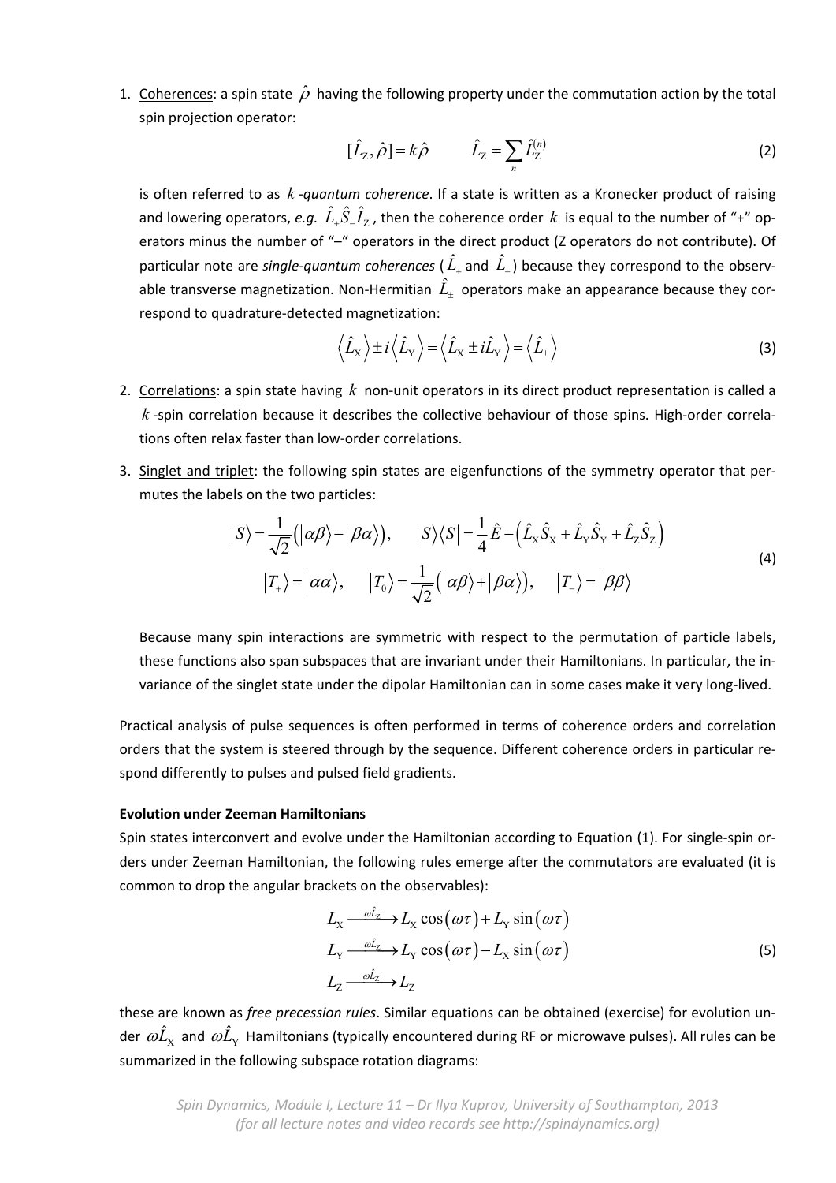1. Coherences: a spin state $\hat{\rho}$ having the following property under the commutation action by the total spin projection operator:

$$[\hat{L}_{\text{Z}},\hat{\rho}]=k\hat{\rho} \qquad \hat{L}_{\text{Z}}=\sum_{n}\hat{L}_{\text{Z}}^{(n)} \tag{2}$$

   is often referred to as $k$*-quantum coherence*. If a state is written as a Kronecker product of raising and lowering operators, *e.g.* $\hat{L}_{+}\hat{S}_{-}\hat{I}_{\text{Z}}$, then the coherence order $k$ is equal to the number of "+" operators minus the number of "–" operators in the direct product (Z operators do not contribute). Of particular note are *single-quantum coherences* ($\hat{L}_{+}$ and $\hat{L}_{-}$) because they correspond to the observable transverse magnetization. Non-Hermitian $\hat{L}_{\pm}$ operators make an appearance because they correspond to quadrature-detected magnetization:

$$\left\langle \hat{L}_{\text{X}}\right\rangle \pm i\left\langle \hat{L}_{\text{Y}}\right\rangle =\left\langle \hat{L}_{\text{X}}\pm i\hat{L}_{\text{Y}}\right\rangle =\left\langle \hat{L}_{\pm}\right\rangle \tag{3}$$

2. Correlations: a spin state having $k$ non-unit operators in its direct product representation is called a $k$-spin correlation because it describes the collective behaviour of those spins. High-order correlations often relax faster than low-order correlations.

3. Singlet and triplet: the following spin states are eigenfunctions of the symmetry operator that permutes the labels on the two particles:

$$\begin{gathered}\left|S\right\rangle =\frac{1}{\sqrt{2}}\left(\left|\alpha\beta\right\rangle -\left|\beta\alpha\right\rangle \right),\qquad \left|S\right\rangle \left\langle S\right| =\frac{1}{4}\hat{E}-\left(\hat{L}_{\text{X}}\hat{S}_{\text{X}}+\hat{L}_{\text{Y}}\hat{S}_{\text{Y}}+\hat{L}_{\text{Z}}\hat{S}_{\text{Z}}\right)\\ \left|T_{+}\right\rangle =\left|\alpha\alpha\right\rangle ,\qquad \left|T_{0}\right\rangle =\frac{1}{\sqrt{2}}\left(\left|\alpha\beta\right\rangle +\left|\beta\alpha\right\rangle \right),\qquad \left|T_{-}\right\rangle =\left|\beta\beta\right\rangle \end{gathered} \tag{4}$$

   Because many spin interactions are symmetric with respect to the permutation of particle labels, these functions also span subspaces that are invariant under their Hamiltonians. In particular, the invariance of the singlet state under the dipolar Hamiltonian can in some cases make it very long-lived.

Practical analysis of pulse sequences is often performed in terms of coherence orders and correlation orders that the system is steered through by the sequence. Different coherence orders in particular respond differently to pulses and pulsed field gradients.

**Evolution under Zeeman Hamiltonians**

Spin states interconvert and evolve under the Hamiltonian according to Equation (1). For single-spin orders under Zeeman Hamiltonian, the following rules emerge after the commutators are evaluated (it is common to drop the angular brackets on the observables):

$$\begin{aligned}L_{\text{X}}&\xrightarrow{\omega\hat{L}_{\text{Z}}}L_{\text{X}}\cos\left(\omega\tau\right)+L_{\text{Y}}\sin\left(\omega\tau\right)\\ L_{\text{Y}}&\xrightarrow{\omega\hat{L}_{\text{Z}}}L_{\text{Y}}\cos\left(\omega\tau\right)-L_{\text{X}}\sin\left(\omega\tau\right)\\ L_{\text{Z}}&\xrightarrow{\omega\hat{L}_{\text{Z}}}L_{\text{Z}}\end{aligned} \tag{5}$$

these are known as *free precession rules*. Similar equations can be obtained (exercise) for evolution under $\omega\hat{L}_{\text{X}}$ and $\omega\hat{L}_{\text{Y}}$ Hamiltonians (typically encountered during RF or microwave pulses). All rules can be summarized in the following subspace rotation diagrams: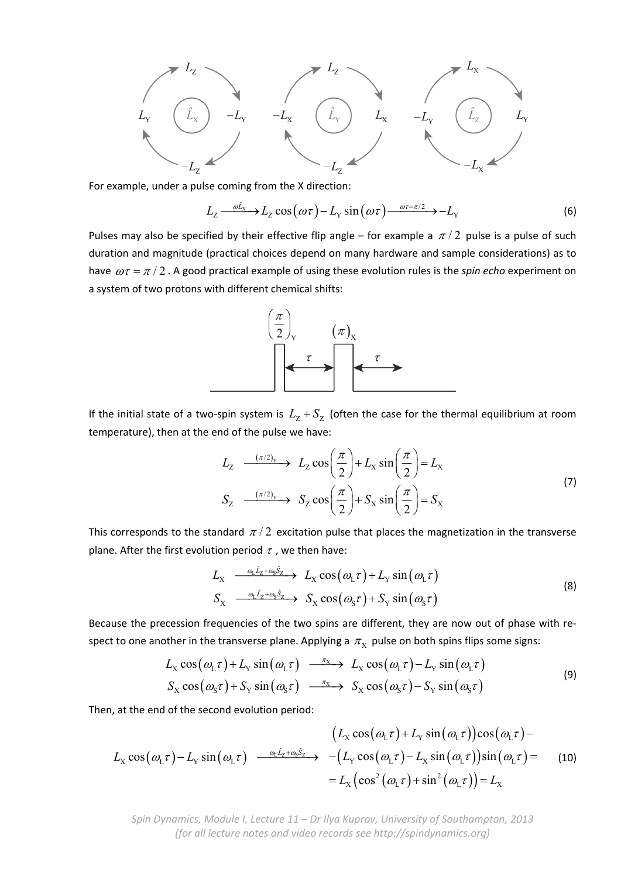For example, under a pulse coming from the X direction:

$$L_{\mathrm{Z}} \xrightarrow{\omega \hat{L}_{\mathrm{X}}} L_{\mathrm{Z}} \cos(\omega\tau) - L_{\mathrm{Y}} \sin(\omega\tau) \xrightarrow{\omega\tau=\pi/2} -L_{\mathrm{Y}} \tag{6}$$

Pulses may also be specified by their effective flip angle – for example a $\pi/2$ pulse is a pulse of such duration and magnitude (practical choices depend on many hardware and sample considerations) as to have $\omega\tau = \pi/2$. A good practical example of using these evolution rules is the *spin echo* experiment on a system of two protons with different chemical shifts:

If the initial state of a two-spin system is $L_{\mathrm{Z}} + S_{\mathrm{Z}}$ (often the case for the thermal equilibrium at room temperature), then at the end of the pulse we have:

$$\begin{aligned} L_{\mathrm{Z}} &\xrightarrow{(\pi/2)_{\mathrm{Y}}} L_{\mathrm{Z}} \cos\left(\frac{\pi}{2}\right) + L_{\mathrm{X}} \sin\left(\frac{\pi}{2}\right) = L_{\mathrm{X}} \\ S_{\mathrm{Z}} &\xrightarrow{(\pi/2)_{\mathrm{Y}}} S_{\mathrm{Z}} \cos\left(\frac{\pi}{2}\right) + S_{\mathrm{X}} \sin\left(\frac{\pi}{2}\right) = S_{\mathrm{X}} \end{aligned} \tag{7}$$

This corresponds to the standard $\pi/2$ excitation pulse that places the magnetization in the transverse plane. After the first evolution period $\tau$, we then have:

$$\begin{aligned} L_{\mathrm{X}} &\xrightarrow{\omega_{\mathrm{L}}\hat{L}_{\mathrm{Z}} + \omega_{\mathrm{S}}\hat{S}_{\mathrm{Z}}} L_{\mathrm{X}} \cos(\omega_{\mathrm{L}}\tau) + L_{\mathrm{Y}} \sin(\omega_{\mathrm{L}}\tau) \\ S_{\mathrm{X}} &\xrightarrow{\omega_{\mathrm{L}}\hat{L}_{\mathrm{Z}} + \omega_{\mathrm{S}}\hat{S}_{\mathrm{Z}}} S_{\mathrm{X}} \cos(\omega_{\mathrm{S}}\tau) + S_{\mathrm{Y}} \sin(\omega_{\mathrm{S}}\tau) \end{aligned} \tag{8}$$

Because the precession frequencies of the two spins are different, they are now out of phase with respect to one another in the transverse plane. Applying a $\pi_{\mathrm{X}}$ pulse on both spins flips some signs:

$$\begin{aligned} L_{\mathrm{X}} \cos(\omega_{\mathrm{L}}\tau) + L_{\mathrm{Y}} \sin(\omega_{\mathrm{L}}\tau) &\xrightarrow{\pi_{\mathrm{X}}} L_{\mathrm{X}} \cos(\omega_{\mathrm{L}}\tau) - L_{\mathrm{Y}} \sin(\omega_{\mathrm{L}}\tau) \\ S_{\mathrm{X}} \cos(\omega_{\mathrm{S}}\tau) + S_{\mathrm{Y}} \sin(\omega_{\mathrm{S}}\tau) &\xrightarrow{\pi_{\mathrm{X}}} S_{\mathrm{X}} \cos(\omega_{\mathrm{S}}\tau) - S_{\mathrm{Y}} \sin(\omega_{\mathrm{S}}\tau) \end{aligned} \tag{9}$$

Then, at the end of the second evolution period:

$$\begin{aligned} L_{\mathrm{X}} \cos(\omega_{\mathrm{L}}\tau) - L_{\mathrm{Y}} \sin(\omega_{\mathrm{L}}\tau) \xrightarrow{\omega_{\mathrm{L}}\hat{L}_{\mathrm{Z}} + \omega_{\mathrm{S}}\hat{S}_{\mathrm{Z}}} &\left(L_{\mathrm{X}} \cos(\omega_{\mathrm{L}}\tau) + L_{\mathrm{Y}} \sin(\omega_{\mathrm{L}}\tau)\right)\cos(\omega_{\mathrm{L}}\tau) - \\ &-\left(L_{\mathrm{Y}} \cos(\omega_{\mathrm{L}}\tau) - L_{\mathrm{X}} \sin(\omega_{\mathrm{L}}\tau)\right)\sin(\omega_{\mathrm{L}}\tau) = \\ &= L_{\mathrm{X}}\left(\cos^2(\omega_{\mathrm{L}}\tau) + \sin^2(\omega_{\mathrm{L}}\tau)\right) = L_{\mathrm{X}} \end{aligned} \tag{10}$$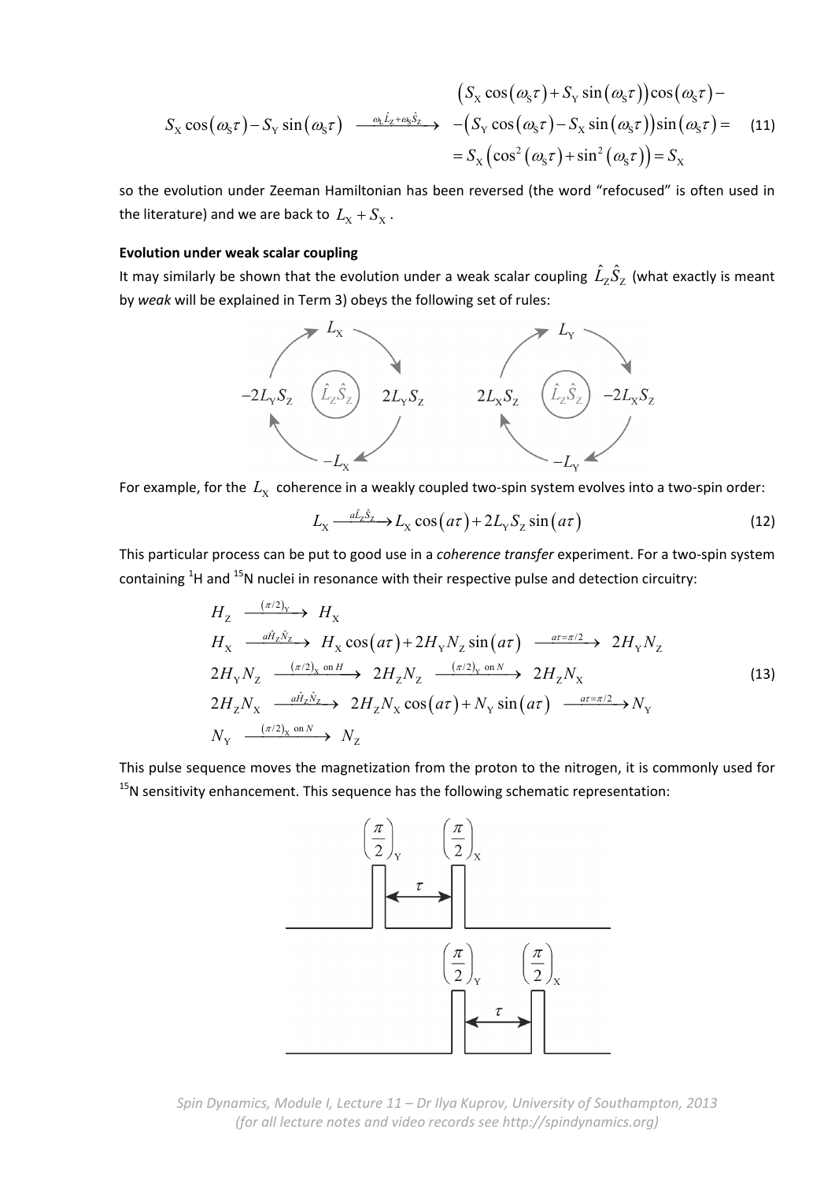$$S_{\mathrm{X}}\cos(\omega_{\mathrm{S}}\tau)-S_{\mathrm{Y}}\sin(\omega_{\mathrm{S}}\tau)\xrightarrow{\omega_{\mathrm{L}}\hat{L}_{\mathrm{Z}}+\omega_{\mathrm{S}}\hat{S}_{\mathrm{Z}}}\begin{array}{l}\left(S_{\mathrm{X}}\cos(\omega_{\mathrm{S}}\tau)+S_{\mathrm{Y}}\sin(\omega_{\mathrm{S}}\tau)\right)\cos(\omega_{\mathrm{S}}\tau)-\\-\left(S_{\mathrm{Y}}\cos(\omega_{\mathrm{S}}\tau)-S_{\mathrm{X}}\sin(\omega_{\mathrm{S}}\tau)\right)\sin(\omega_{\mathrm{S}}\tau)=\\=S_{\mathrm{X}}\left(\cos^2(\omega_{\mathrm{S}}\tau)+\sin^2(\omega_{\mathrm{S}}\tau)\right)=S_{\mathrm{X}}\end{array}\tag{11}$$

so the evolution under Zeeman Hamiltonian has been reversed (the word "refocused" is often used in the literature) and we are back to $L_{\mathrm{X}}+S_{\mathrm{X}}$.

**Evolution under weak scalar coupling**

It may similarly be shown that the evolution under a weak scalar coupling $\hat{L}_{\mathrm{Z}}\hat{S}_{\mathrm{Z}}$ (what exactly is meant by *weak* will be explained in Term 3) obeys the following set of rules:

$$L_{\mathrm{X}}\rightarrow 2L_{\mathrm{Y}}S_{\mathrm{Z}}\rightarrow -L_{\mathrm{X}}\rightarrow -2L_{\mathrm{Y}}S_{\mathrm{Z}}\rightarrow L_{\mathrm{X}}\qquad (\hat{L}_{\mathrm{Z}}\hat{S}_{\mathrm{Z}})$$

$$L_{\mathrm{Y}}\rightarrow -2L_{\mathrm{X}}S_{\mathrm{Z}}\rightarrow -L_{\mathrm{Y}}\rightarrow 2L_{\mathrm{X}}S_{\mathrm{Z}}\rightarrow L_{\mathrm{Y}}\qquad (\hat{L}_{\mathrm{Z}}\hat{S}_{\mathrm{Z}})$$

For example, for the $L_{\mathrm{X}}$ coherence in a weakly coupled two-spin system evolves into a two-spin order:

$$L_{\mathrm{X}}\xrightarrow{a\hat{L}_{\mathrm{Z}}\hat{S}_{\mathrm{Z}}}L_{\mathrm{X}}\cos(a\tau)+2L_{\mathrm{Y}}S_{\mathrm{Z}}\sin(a\tau)\tag{12}$$

This particular process can be put to good use in a *coherence transfer* experiment. For a two-spin system containing $^1$H and $^{15}$N nuclei in resonance with their respective pulse and detection circuitry:

$$\begin{array}{l}H_{\mathrm{Z}}\xrightarrow{(\pi/2)_{\mathrm{Y}}}H_{\mathrm{X}}\\H_{\mathrm{X}}\xrightarrow{a\hat{H}_{\mathrm{Z}}\hat{N}_{\mathrm{Z}}}H_{\mathrm{X}}\cos(a\tau)+2H_{\mathrm{Y}}N_{\mathrm{Z}}\sin(a\tau)\xrightarrow{a\tau=\pi/2}2H_{\mathrm{Y}}N_{\mathrm{Z}}\\2H_{\mathrm{Y}}N_{\mathrm{Z}}\xrightarrow{(\pi/2)_{\mathrm{X}}\text{ on }H}2H_{\mathrm{Z}}N_{\mathrm{Z}}\xrightarrow{(\pi/2)_{\mathrm{Y}}\text{ on }N}2H_{\mathrm{Z}}N_{\mathrm{X}}\\2H_{\mathrm{Z}}N_{\mathrm{X}}\xrightarrow{a\hat{H}_{\mathrm{Z}}\hat{N}_{\mathrm{Z}}}2H_{\mathrm{Z}}N_{\mathrm{X}}\cos(a\tau)+N_{\mathrm{Y}}\sin(a\tau)\xrightarrow{a\tau=\pi/2}N_{\mathrm{Y}}\\N_{\mathrm{Y}}\xrightarrow{(\pi/2)_{\mathrm{X}}\text{ on }N}N_{\mathrm{Z}}\end{array}\tag{13}$$

This pulse sequence moves the magnetization from the proton to the nitrogen, it is commonly used for $^{15}$N sensitivity enhancement. This sequence has the following schematic representation:

$$\text{H channel: }\left(\frac{\pi}{2}\right)_{\mathrm{Y}}\;-\;\tau\;-\;\left(\frac{\pi}{2}\right)_{\mathrm{X}}$$

$$\text{N channel: }\left(\frac{\pi}{2}\right)_{\mathrm{Y}}\;-\;\tau\;-\;\left(\frac{\pi}{2}\right)_{\mathrm{X}}$$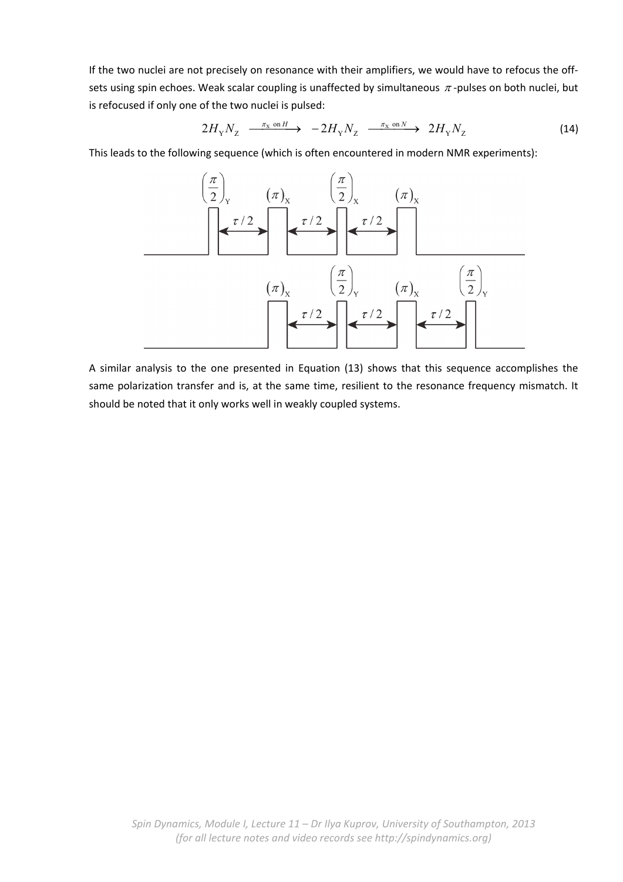If the two nuclei are not precisely on resonance with their amplifiers, we would have to refocus the offsets using spin echoes. Weak scalar coupling is unaffected by simultaneous $\pi$-pulses on both nuclei, but is refocused if only one of the two nuclei is pulsed:

$$2H_{\mathrm{Y}}N_{\mathrm{Z}} \xrightarrow{\pi_{\mathrm{X}} \text{ on } H} -2H_{\mathrm{Y}}N_{\mathrm{Z}} \xrightarrow{\pi_{\mathrm{X}} \text{ on } N} 2H_{\mathrm{Y}}N_{\mathrm{Z}} \tag{14}$$

This leads to the following sequence (which is often encountered in modern NMR experiments):

$\left(\frac{\pi}{2}\right)_{\mathrm{Y}}$ $(\pi)_{\mathrm{X}}$ $\left(\frac{\pi}{2}\right)_{\mathrm{X}}$ $(\pi)_{\mathrm{X}}$

$\tau/2$ $\tau/2$ $\tau/2$

$(\pi)_{\mathrm{X}}$ $\left(\frac{\pi}{2}\right)_{\mathrm{Y}}$ $(\pi)_{\mathrm{X}}$ $\left(\frac{\pi}{2}\right)_{\mathrm{Y}}$

$\tau/2$ $\tau/2$ $\tau/2$

A similar analysis to the one presented in Equation (13) shows that this sequence accomplishes the same polarization transfer and is, at the same time, resilient to the resonance frequency mismatch. It should be noted that it only works well in weakly coupled systems.